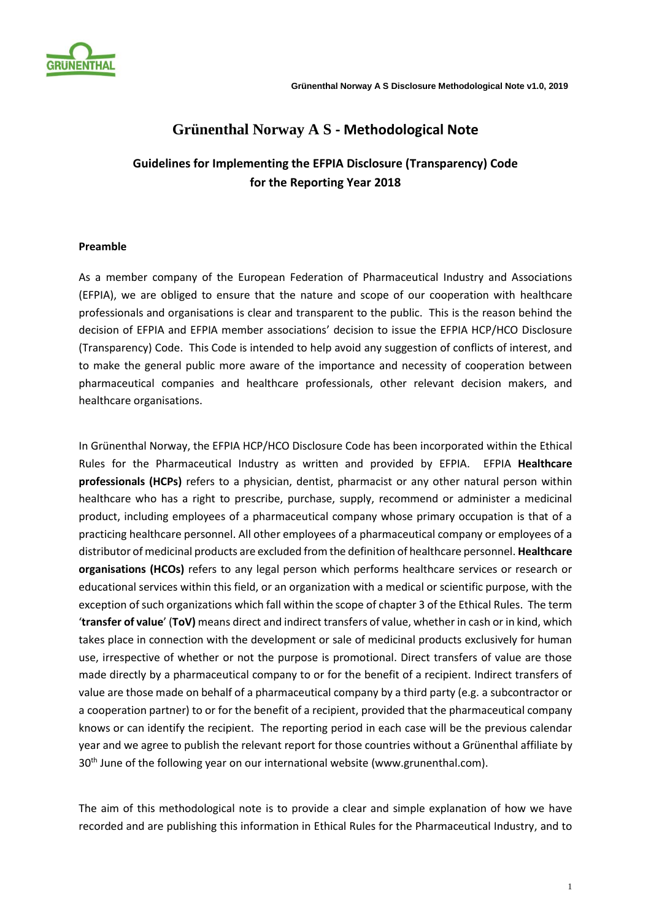# Grünenthal Norway A S - Methodological Note

## Guidelines for Implementing the EFPIA Disclosure (Transparency) Code for the Reporting Year 2018

### Preamble

As a member company of the European Federation of Pharmaceutical Industry and Associations (EFPIA), we are obliged to ensure that the nature and scope of our cooperation with healthcare professionals and organisations is clear and transparent to the public. This is the reason behind the decision of EFPIA and EFPIA member associations' decision to issue the EFPIA HCP/HCO Disclosure (Transparency) Code. This Code is intended to help avoid any suggestion of conflicts of interest, and to make the general public more aware of the importance and necessity of cooperation between pharmaceutical companies and healthcare professionals, other relevant decision makers, and healthcare organisations.

In Grünenthal Norway, the EFPIA HCP/HCO Disclosure Code has been incorporated within the Ethical Rules for the Pharmaceutical Industry as written and provided by EFPIA. EFPIA **Healthcare professionals (HCPs)** refers to a physician, dentist, pharmacist or any other natural person within healthcare who has a right to prescribe, purchase, supply, recommend or administer a medicinal product, including employees of a pharmaceutical company whose primary occupation is that of a practicing healthcare personnel. All other employees of a pharmaceutical company or employees of a distributor of medicinal products are excluded from the definition of healthcare personnel. **Healthcare organisations (HCOs)** refers to any legal person which performs healthcare services or research or educational services within this field, or an organization with a medical or scientific purpose, with the exception of such organizations which fall within the scope of chapter 3 of the Ethical Rules. The term '**transfer of value**' (**ToV)** means direct and indirect transfers of value, whether in cash or in kind, which takes place in connection with the development or sale of medicinal products exclusively for human use, irrespective of whether or not the purpose is promotional. Direct transfers of value are those made directly by a pharmaceutical company to or for the benefit of a recipient. Indirect transfers of value are those made on behalf of a pharmaceutical company by a third party (e.g. a subcontractor or a cooperation partner) to or for the benefit of a recipient, provided that the pharmaceutical company knows or can identify the recipient. The reporting period in each case will be the previous calendar year and we agree to publish the relevant report for those countries without a Grünenthal affiliate by 30th June of the following year on our international website (www.grunenthal.com).

The aim of this methodological note is to provide a clear and simple explanation of how we have recorded and are publishing this information in Ethical Rules for the Pharmaceutical Industry, and to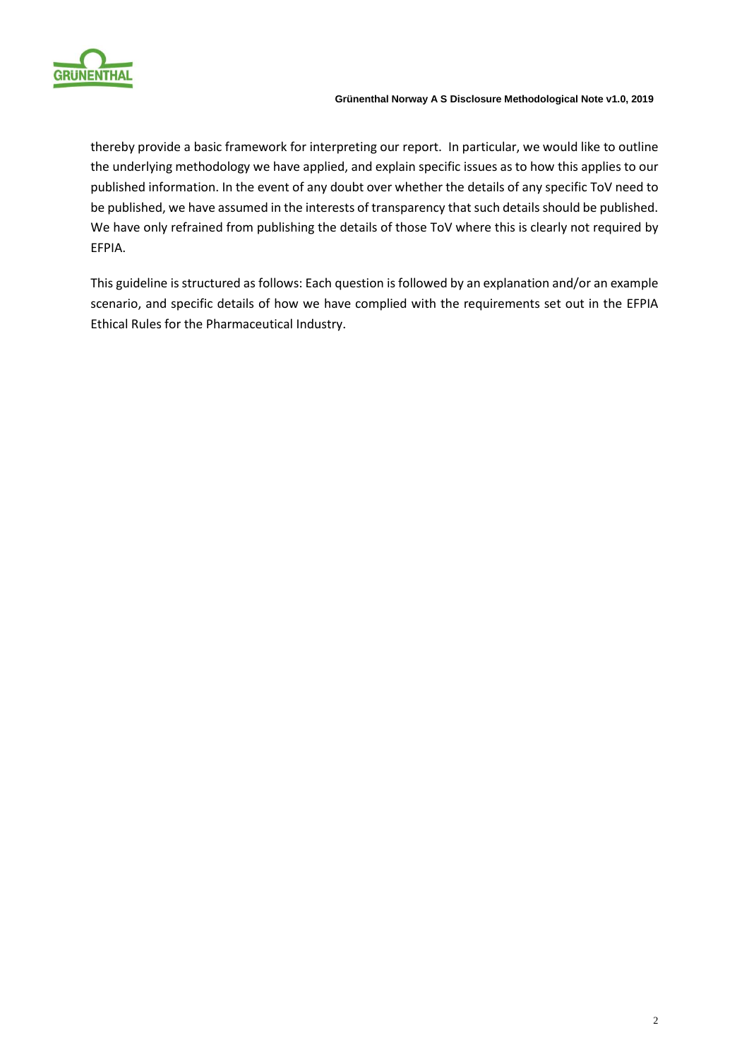thereby provide a basic framework for interpreting our report. In particular, we would like to outline the underlying methodology we have applied, and explain specific issues as to how this applies to our published information. In the event of any doubt over whether the details of any specific ToV need to be published, we have assumed in the interests of transparency that such details should be published. We have only refrained from publishing the details of those ToV where this is clearly not required by EFPIA.

This guideline is structured as follows: Each question is followed by an explanation and/or an example scenario, and specific details of how we have complied with the requirements set out in the EFPIA Ethical Rules for the Pharmaceutical Industry.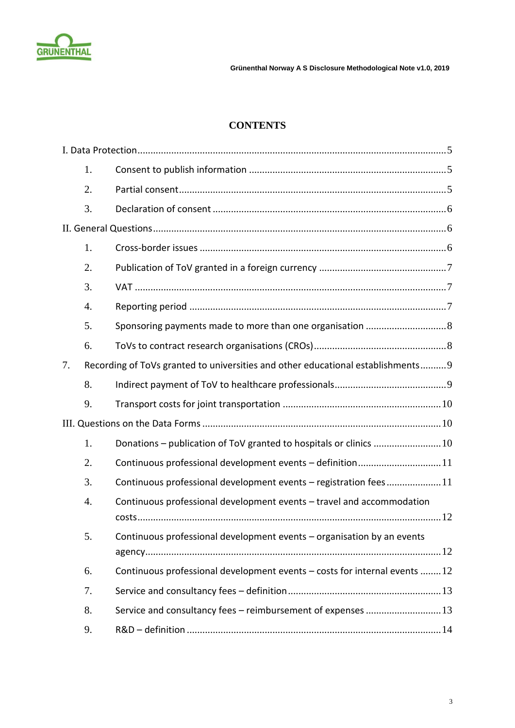# CONTENTS

I. Data Protection ..... 5

1. Consent to publish information ..... 5
2. Partial consent ..... 5
3. Declaration of consent ..... 6

II. General Questions ..... 6

1. Cross-border issues ..... 6
2. Publication of ToV granted in a foreign currency ..... 7
3. VAT ..... 7
4. Reporting period ..... 7
5. Sponsoring payments made to more than one organisation ..... 8
6. ToVs to contract research organisations (CROs) ..... 8
7. Recording of ToVs granted to universities and other educational establishments ..... 9
8. Indirect payment of ToV to healthcare professionals ..... 9
9. Transport costs for joint transportation ..... 10

III. Questions on the Data Forms ..... 10

1. Donations – publication of ToV granted to hospitals or clinics ..... 10
2. Continuous professional development events – definition ..... 11
3. Continuous professional development events – registration fees ..... 11
4. Continuous professional development events – travel and accommodation costs ..... 12
5. Continuous professional development events – organisation by an events agency ..... 12
6. Continuous professional development events – costs for internal events ..... 12
7. Service and consultancy fees – definition ..... 13
8. Service and consultancy fees – reimbursement of expenses ..... 13
9. R&D – definition ..... 14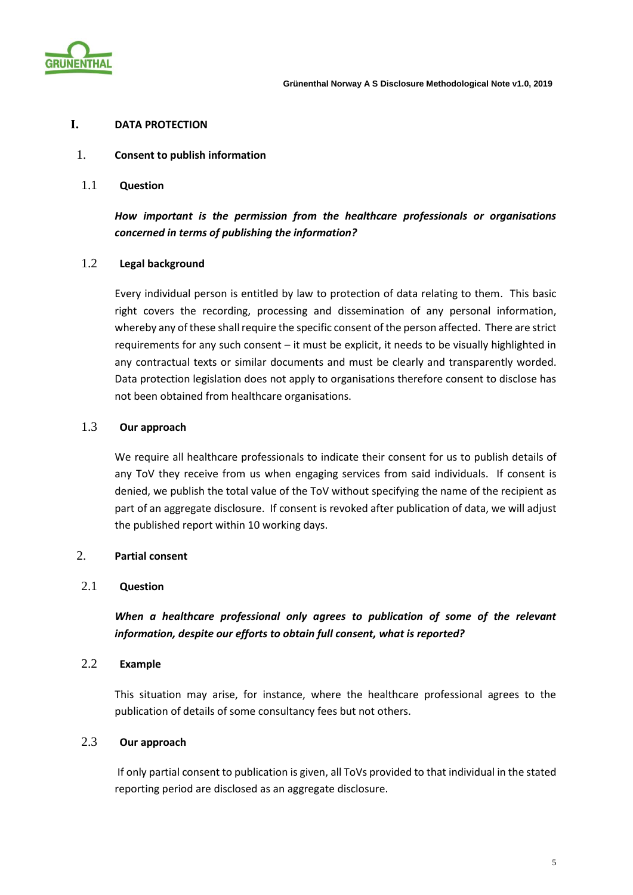# I. DATA PROTECTION

## 1. Consent to publish information

### 1.1 Question

***How important is the permission from the healthcare professionals or organisations concerned in terms of publishing the information?***

### 1.2 Legal background

Every individual person is entitled by law to protection of data relating to them. This basic right covers the recording, processing and dissemination of any personal information, whereby any of these shall require the specific consent of the person affected. There are strict requirements for any such consent – it must be explicit, it needs to be visually highlighted in any contractual texts or similar documents and must be clearly and transparently worded. Data protection legislation does not apply to organisations therefore consent to disclose has not been obtained from healthcare organisations.

### 1.3 Our approach

We require all healthcare professionals to indicate their consent for us to publish details of any ToV they receive from us when engaging services from said individuals. If consent is denied, we publish the total value of the ToV without specifying the name of the recipient as part of an aggregate disclosure. If consent is revoked after publication of data, we will adjust the published report within 10 working days.

## 2. Partial consent

### 2.1 Question

***When a healthcare professional only agrees to publication of some of the relevant information, despite our efforts to obtain full consent, what is reported?***

### 2.2 Example

This situation may arise, for instance, where the healthcare professional agrees to the publication of details of some consultancy fees but not others.

### 2.3 Our approach

If only partial consent to publication is given, all ToVs provided to that individual in the stated reporting period are disclosed as an aggregate disclosure.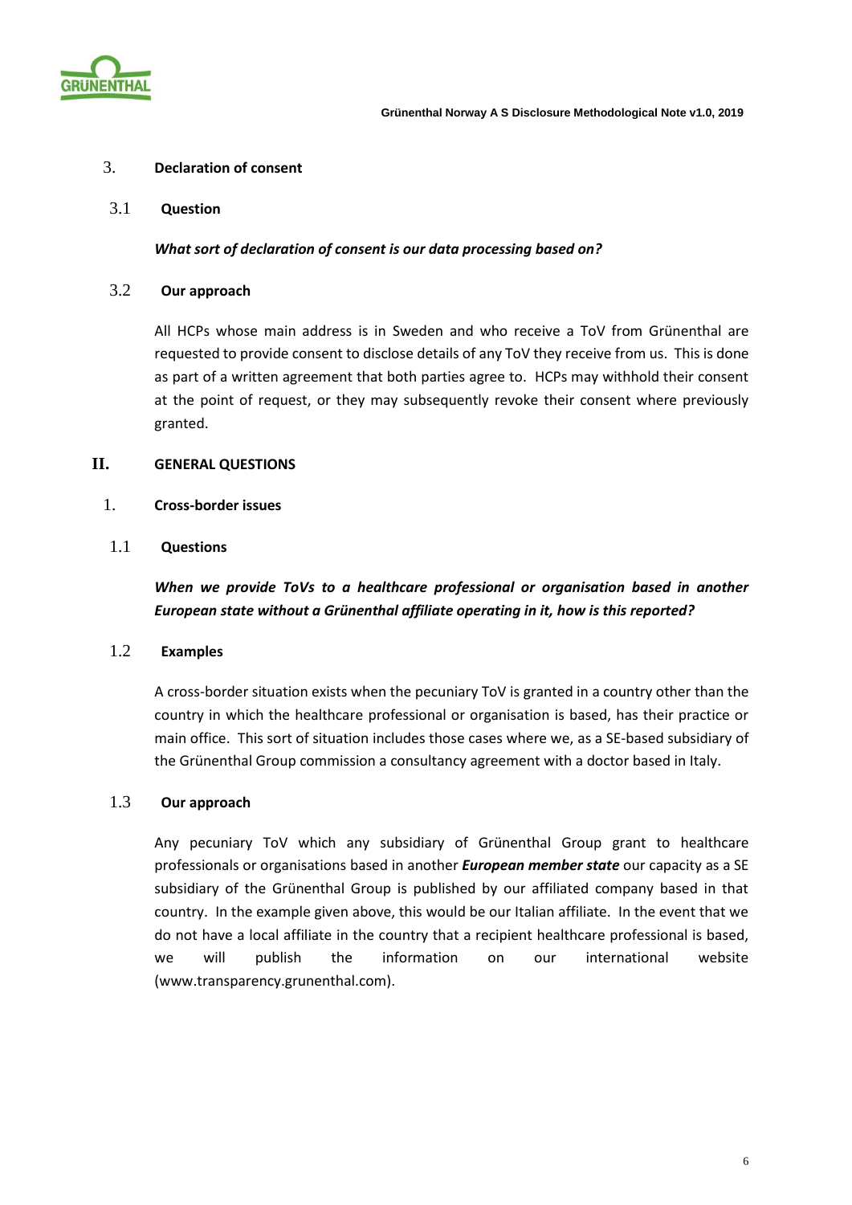### 3. Declaration of consent

#### 3.1 Question

***What sort of declaration of consent is our data processing based on?***

#### 3.2 Our approach

All HCPs whose main address is in Sweden and who receive a ToV from Grünenthal are requested to provide consent to disclose details of any ToV they receive from us. This is done as part of a written agreement that both parties agree to. HCPs may withhold their consent at the point of request, or they may subsequently revoke their consent where previously granted.

## II. GENERAL QUESTIONS

### 1. Cross-border issues

#### 1.1 Questions

***When we provide ToVs to a healthcare professional or organisation based in another European state without a Grünenthal affiliate operating in it, how is this reported?***

#### 1.2 Examples

A cross-border situation exists when the pecuniary ToV is granted in a country other than the country in which the healthcare professional or organisation is based, has their practice or main office. This sort of situation includes those cases where we, as a SE-based subsidiary of the Grünenthal Group commission a consultancy agreement with a doctor based in Italy.

#### 1.3 Our approach

Any pecuniary ToV which any subsidiary of Grünenthal Group grant to healthcare professionals or organisations based in another ***European member state*** our capacity as a SE subsidiary of the Grünenthal Group is published by our affiliated company based in that country. In the example given above, this would be our Italian affiliate. In the event that we do not have a local affiliate in the country that a recipient healthcare professional is based, we will publish the information on our international website (www.transparency.grunenthal.com).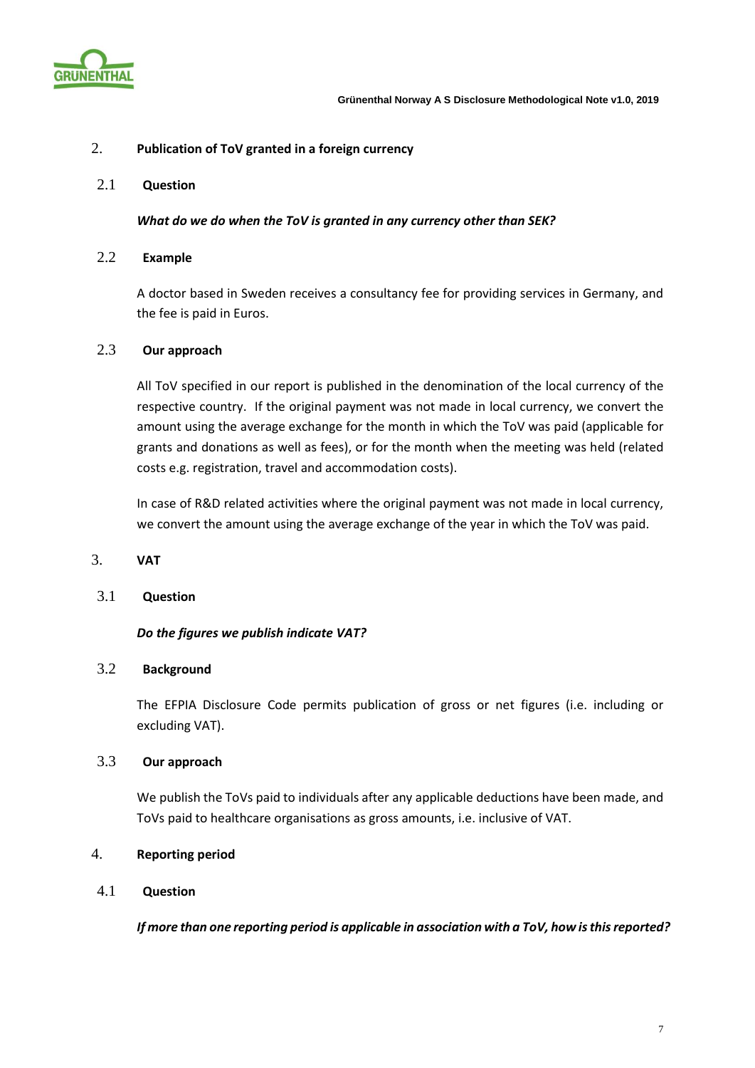## 2. Publication of ToV granted in a foreign currency

### 2.1 Question

***What do we do when the ToV is granted in any currency other than SEK?***

### 2.2 Example

A doctor based in Sweden receives a consultancy fee for providing services in Germany, and the fee is paid in Euros.

### 2.3 Our approach

All ToV specified in our report is published in the denomination of the local currency of the respective country. If the original payment was not made in local currency, we convert the amount using the average exchange for the month in which the ToV was paid (applicable for grants and donations as well as fees), or for the month when the meeting was held (related costs e.g. registration, travel and accommodation costs).

In case of R&D related activities where the original payment was not made in local currency, we convert the amount using the average exchange of the year in which the ToV was paid.

## 3. VAT

### 3.1 Question

***Do the figures we publish indicate VAT?***

### 3.2 Background

The EFPIA Disclosure Code permits publication of gross or net figures (i.e. including or excluding VAT).

### 3.3 Our approach

We publish the ToVs paid to individuals after any applicable deductions have been made, and ToVs paid to healthcare organisations as gross amounts, i.e. inclusive of VAT.

## 4. Reporting period

### 4.1 Question

***If more than one reporting period is applicable in association with a ToV, how is this reported?***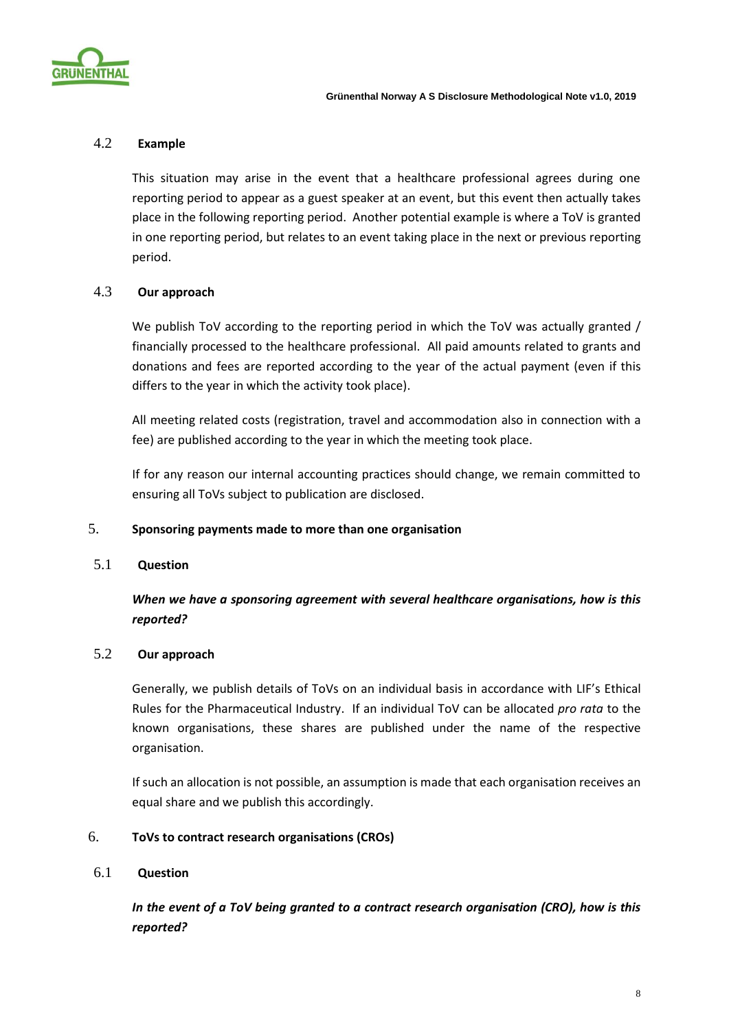### 4.2 Example

This situation may arise in the event that a healthcare professional agrees during one reporting period to appear as a guest speaker at an event, but this event then actually takes place in the following reporting period. Another potential example is where a ToV is granted in one reporting period, but relates to an event taking place in the next or previous reporting period.

### 4.3 Our approach

We publish ToV according to the reporting period in which the ToV was actually granted / financially processed to the healthcare professional. All paid amounts related to grants and donations and fees are reported according to the year of the actual payment (even if this differs to the year in which the activity took place).

All meeting related costs (registration, travel and accommodation also in connection with a fee) are published according to the year in which the meeting took place.

If for any reason our internal accounting practices should change, we remain committed to ensuring all ToVs subject to publication are disclosed.

## 5. Sponsoring payments made to more than one organisation

### 5.1 Question

***When we have a sponsoring agreement with several healthcare organisations, how is this reported?***

### 5.2 Our approach

Generally, we publish details of ToVs on an individual basis in accordance with LIF's Ethical Rules for the Pharmaceutical Industry. If an individual ToV can be allocated *pro rata* to the known organisations, these shares are published under the name of the respective organisation.

If such an allocation is not possible, an assumption is made that each organisation receives an equal share and we publish this accordingly.

## 6. ToVs to contract research organisations (CROs)

### 6.1 Question

***In the event of a ToV being granted to a contract research organisation (CRO), how is this reported?***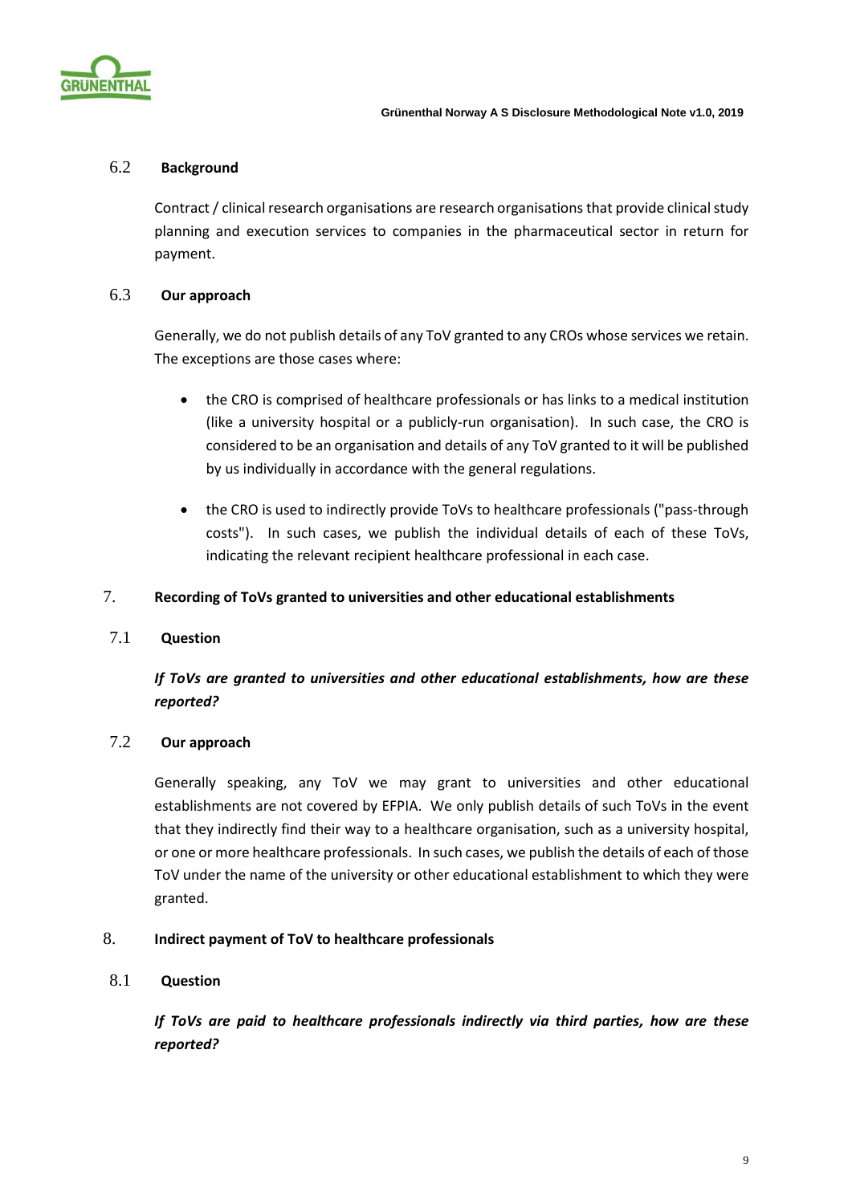### 6.2 Background

Contract / clinical research organisations are research organisations that provide clinical study planning and execution services to companies in the pharmaceutical sector in return for payment.

### 6.3 Our approach

Generally, we do not publish details of any ToV granted to any CROs whose services we retain. The exceptions are those cases where:

- the CRO is comprised of healthcare professionals or has links to a medical institution (like a university hospital or a publicly-run organisation). In such case, the CRO is considered to be an organisation and details of any ToV granted to it will be published by us individually in accordance with the general regulations.
- the CRO is used to indirectly provide ToVs to healthcare professionals ("pass-through costs"). In such cases, we publish the individual details of each of these ToVs, indicating the relevant recipient healthcare professional in each case.

## 7. Recording of ToVs granted to universities and other educational establishments

### 7.1 Question

***If ToVs are granted to universities and other educational establishments, how are these reported?***

### 7.2 Our approach

Generally speaking, any ToV we may grant to universities and other educational establishments are not covered by EFPIA. We only publish details of such ToVs in the event that they indirectly find their way to a healthcare organisation, such as a university hospital, or one or more healthcare professionals. In such cases, we publish the details of each of those ToV under the name of the university or other educational establishment to which they were granted.

## 8. Indirect payment of ToV to healthcare professionals

### 8.1 Question

***If ToVs are paid to healthcare professionals indirectly via third parties, how are these reported?***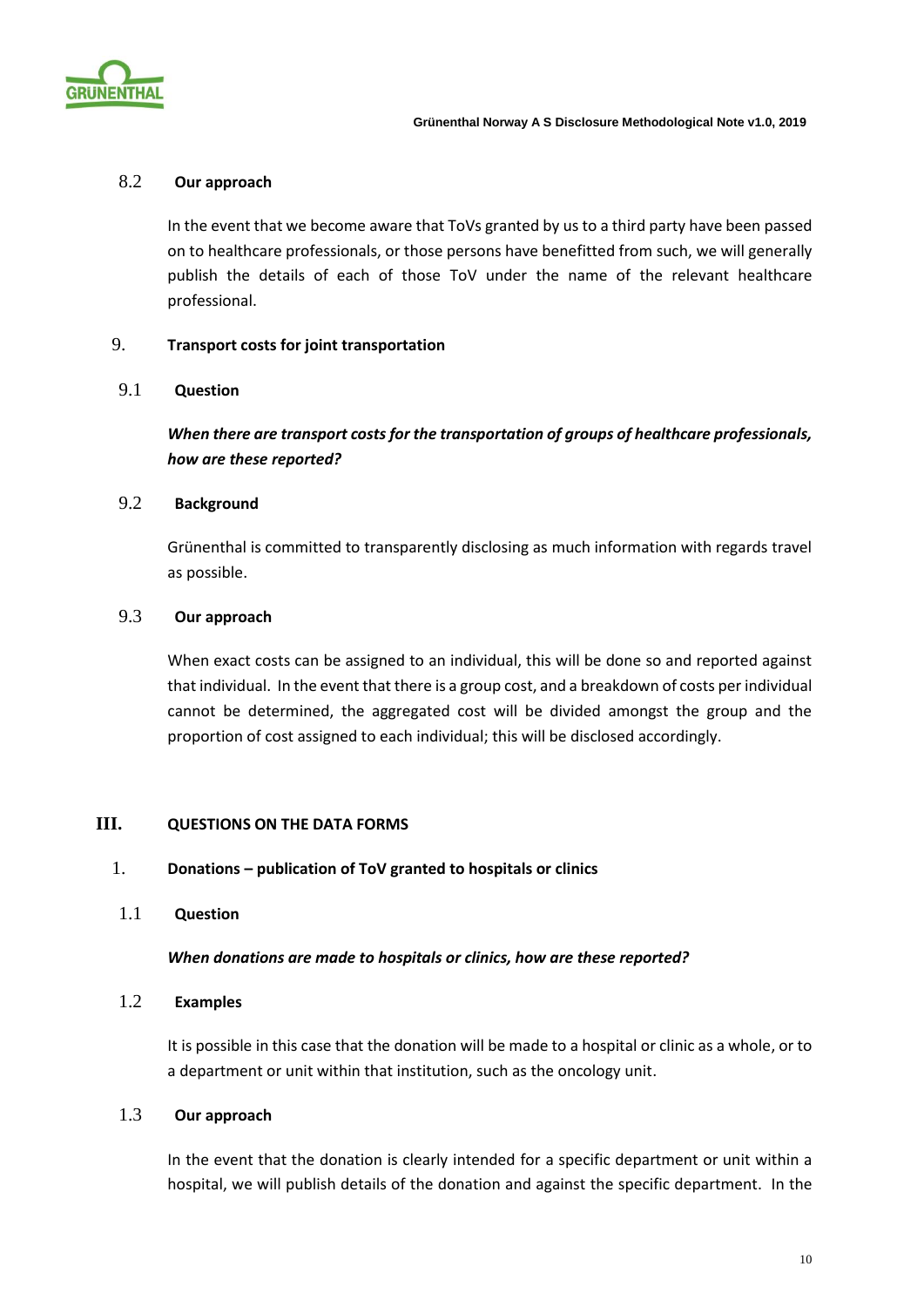### 8.2 Our approach

In the event that we become aware that ToVs granted by us to a third party have been passed on to healthcare professionals, or those persons have benefitted from such, we will generally publish the details of each of those ToV under the name of the relevant healthcare professional.

## 9. Transport costs for joint transportation

### 9.1 Question

***When there are transport costs for the transportation of groups of healthcare professionals, how are these reported?***

### 9.2 Background

Grünenthal is committed to transparently disclosing as much information with regards travel as possible.

### 9.3 Our approach

When exact costs can be assigned to an individual, this will be done so and reported against that individual. In the event that there is a group cost, and a breakdown of costs per individual cannot be determined, the aggregated cost will be divided amongst the group and the proportion of cost assigned to each individual; this will be disclosed accordingly.

# III. QUESTIONS ON THE DATA FORMS

## 1. Donations – publication of ToV granted to hospitals or clinics

### 1.1 Question

***When donations are made to hospitals or clinics, how are these reported?***

### 1.2 Examples

It is possible in this case that the donation will be made to a hospital or clinic as a whole, or to a department or unit within that institution, such as the oncology unit.

### 1.3 Our approach

In the event that the donation is clearly intended for a specific department or unit within a hospital, we will publish details of the donation and against the specific department. In the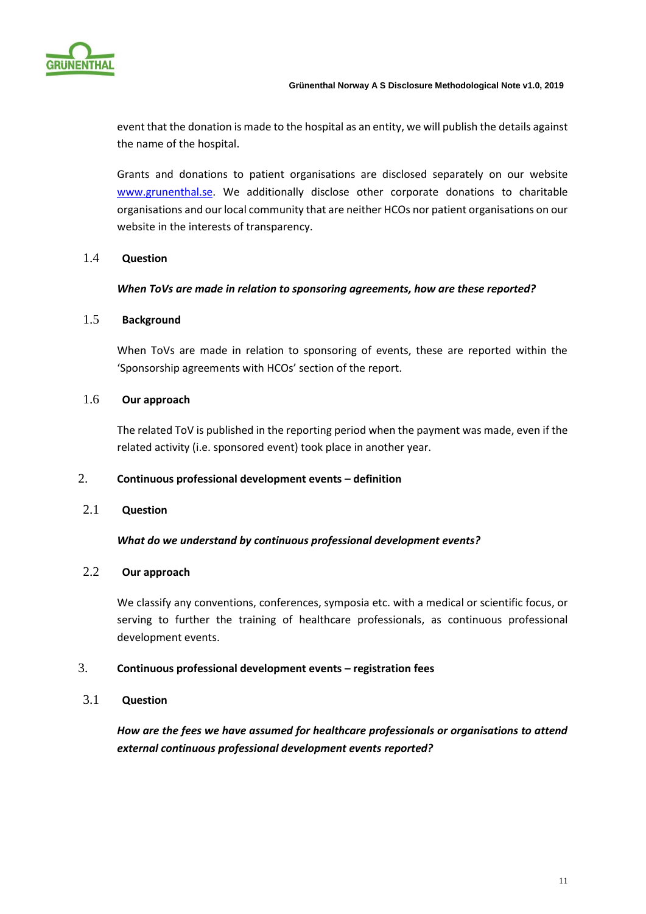event that the donation is made to the hospital as an entity, we will publish the details against the name of the hospital.

Grants and donations to patient organisations are disclosed separately on our website www.grunenthal.se. We additionally disclose other corporate donations to charitable organisations and our local community that are neither HCOs nor patient organisations on our website in the interests of transparency.

### 1.4 Question

***When ToVs are made in relation to sponsoring agreements, how are these reported?***

### 1.5 Background

When ToVs are made in relation to sponsoring of events, these are reported within the 'Sponsorship agreements with HCOs' section of the report.

### 1.6 Our approach

The related ToV is published in the reporting period when the payment was made, even if the related activity (i.e. sponsored event) took place in another year.

## 2. Continuous professional development events – definition

### 2.1 Question

***What do we understand by continuous professional development events?***

### 2.2 Our approach

We classify any conventions, conferences, symposia etc. with a medical or scientific focus, or serving to further the training of healthcare professionals, as continuous professional development events.

## 3. Continuous professional development events – registration fees

### 3.1 Question

***How are the fees we have assumed for healthcare professionals or organisations to attend external continuous professional development events reported?***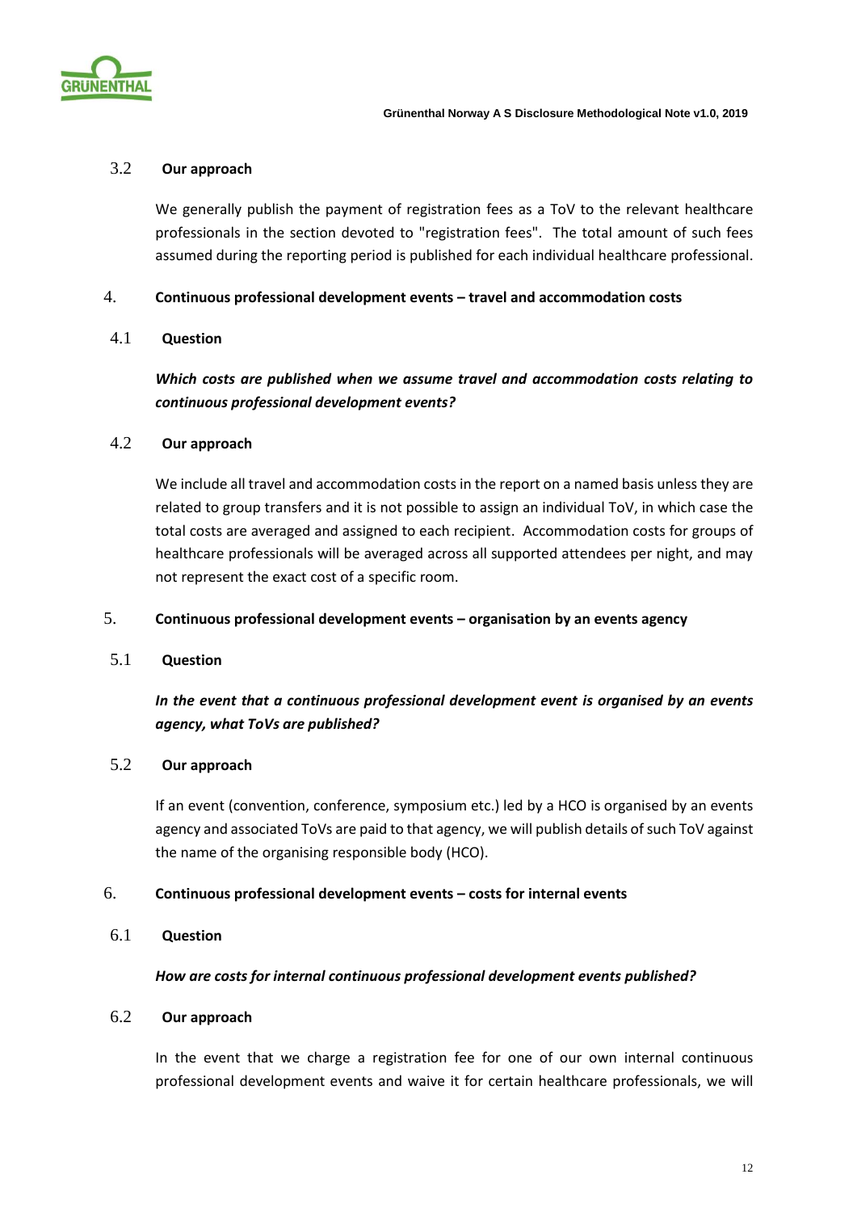### 3.2 Our approach

We generally publish the payment of registration fees as a ToV to the relevant healthcare professionals in the section devoted to "registration fees". The total amount of such fees assumed during the reporting period is published for each individual healthcare professional.

## 4. Continuous professional development events – travel and accommodation costs

### 4.1 Question

***Which costs are published when we assume travel and accommodation costs relating to continuous professional development events?***

### 4.2 Our approach

We include all travel and accommodation costs in the report on a named basis unless they are related to group transfers and it is not possible to assign an individual ToV, in which case the total costs are averaged and assigned to each recipient. Accommodation costs for groups of healthcare professionals will be averaged across all supported attendees per night, and may not represent the exact cost of a specific room.

## 5. Continuous professional development events – organisation by an events agency

### 5.1 Question

***In the event that a continuous professional development event is organised by an events agency, what ToVs are published?***

### 5.2 Our approach

If an event (convention, conference, symposium etc.) led by a HCO is organised by an events agency and associated ToVs are paid to that agency, we will publish details of such ToV against the name of the organising responsible body (HCO).

## 6. Continuous professional development events – costs for internal events

### 6.1 Question

***How are costs for internal continuous professional development events published?***

### 6.2 Our approach

In the event that we charge a registration fee for one of our own internal continuous professional development events and waive it for certain healthcare professionals, we will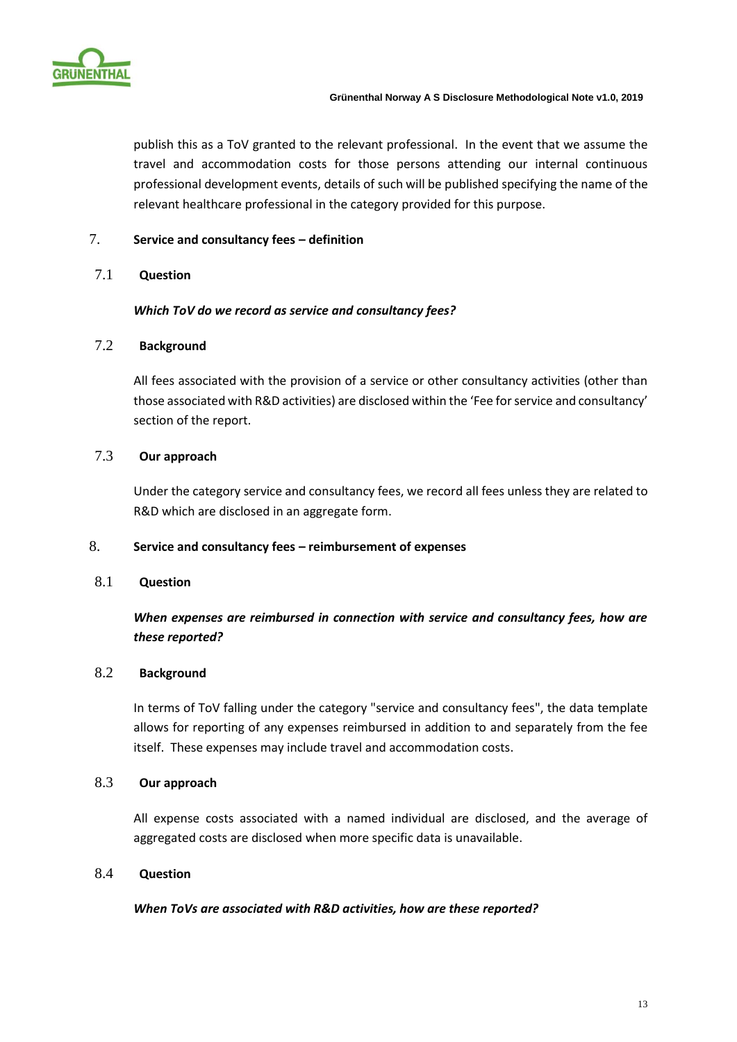publish this as a ToV granted to the relevant professional. In the event that we assume the travel and accommodation costs for those persons attending our internal continuous professional development events, details of such will be published specifying the name of the relevant healthcare professional in the category provided for this purpose.

## 7. Service and consultancy fees – definition

### 7.1 Question

***Which ToV do we record as service and consultancy fees?***

### 7.2 Background

All fees associated with the provision of a service or other consultancy activities (other than those associated with R&D activities) are disclosed within the 'Fee for service and consultancy' section of the report.

### 7.3 Our approach

Under the category service and consultancy fees, we record all fees unless they are related to R&D which are disclosed in an aggregate form.

## 8. Service and consultancy fees – reimbursement of expenses

### 8.1 Question

***When expenses are reimbursed in connection with service and consultancy fees, how are these reported?***

### 8.2 Background

In terms of ToV falling under the category "service and consultancy fees", the data template allows for reporting of any expenses reimbursed in addition to and separately from the fee itself. These expenses may include travel and accommodation costs.

### 8.3 Our approach

All expense costs associated with a named individual are disclosed, and the average of aggregated costs are disclosed when more specific data is unavailable.

### 8.4 Question

***When ToVs are associated with R&D activities, how are these reported?***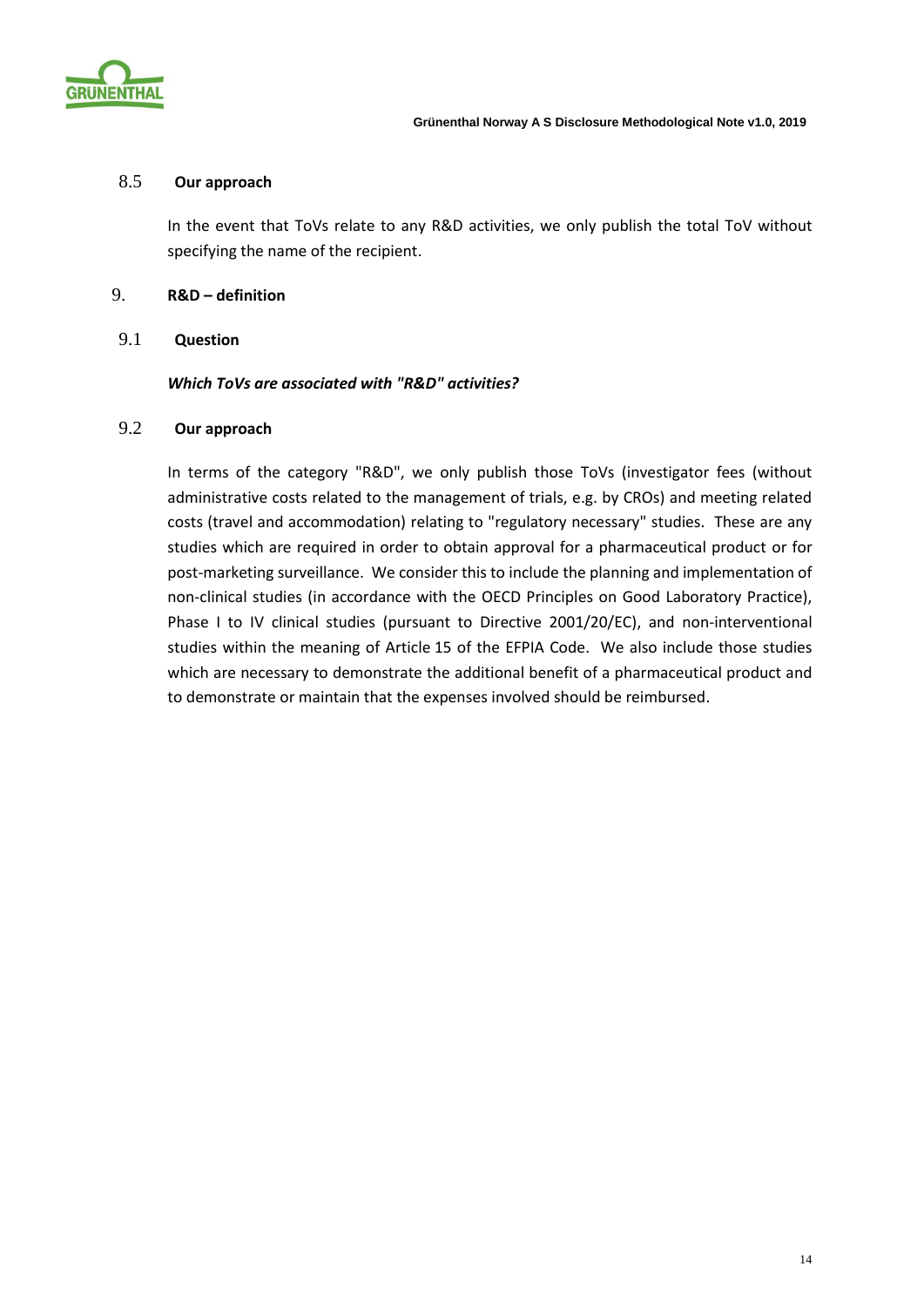### 8.5 Our approach

In the event that ToVs relate to any R&D activities, we only publish the total ToV without specifying the name of the recipient.

## 9. R&D – definition

### 9.1 Question

***Which ToVs are associated with "R&D" activities?***

### 9.2 Our approach

In terms of the category "R&D", we only publish those ToVs (investigator fees (without administrative costs related to the management of trials, e.g. by CROs) and meeting related costs (travel and accommodation) relating to "regulatory necessary" studies. These are any studies which are required in order to obtain approval for a pharmaceutical product or for post-marketing surveillance. We consider this to include the planning and implementation of non-clinical studies (in accordance with the OECD Principles on Good Laboratory Practice), Phase I to IV clinical studies (pursuant to Directive 2001/20/EC), and non-interventional studies within the meaning of Article 15 of the EFPIA Code. We also include those studies which are necessary to demonstrate the additional benefit of a pharmaceutical product and to demonstrate or maintain that the expenses involved should be reimbursed.